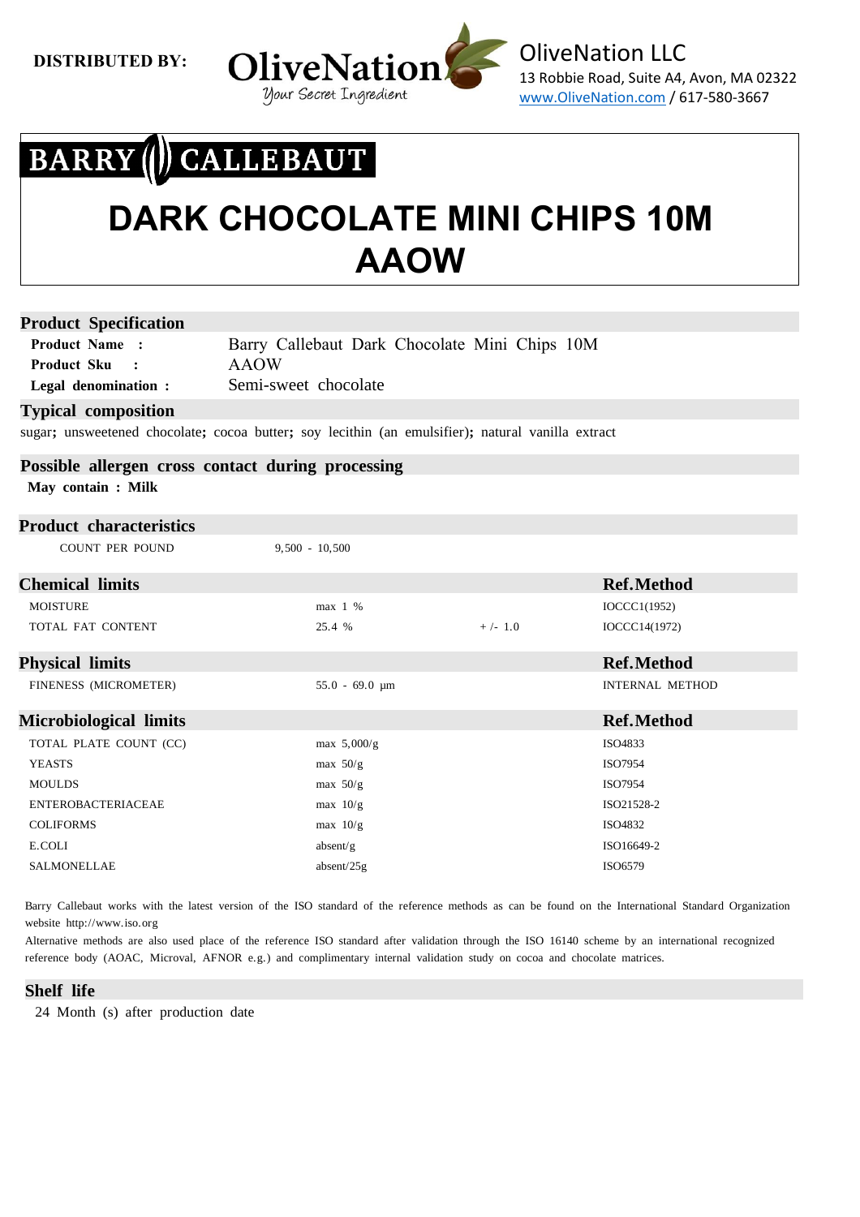**DISTRIBUTED BY:**

OliveNation
Your Secret Ingredient

OliveNation LLC
13 Robbie Road, Suite A4, Avon, MA 02322
www.OliveNation.com / 617-580-3667

BARRY CALLEBAUT

# DARK CHOCOLATE MINI CHIPS 10M AAOW

## Product Specification

**Product Name :** Barry Callebaut Dark Chocolate Mini Chips 10M
**Product Sku :** AAOW
**Legal denomination :** Semi-sweet chocolate

## Typical composition

sugar; unsweetened chocolate; cocoa butter; soy lecithin (an emulsifier); natural vanilla extract

## Possible allergen cross contact during processing

**May contain : Milk**

## Product characteristics

| | |
|---|---|
| COUNT PER POUND | 9,500 - 10,500 |

## Chemical limits

| | | | Ref.Method |
|---|---|---|---|
| MOISTURE | max 1 % | | IOCCC1(1952) |
| TOTAL FAT CONTENT | 25.4 % | + /- 1.0 | IOCCC14(1972) |

## Physical limits

| | | Ref.Method |
|---|---|---|
| FINENESS (MICROMETER) | 55.0 - 69.0 µm | INTERNAL METHOD |

## Microbiological limits

| | | Ref.Method |
|---|---|---|
| TOTAL PLATE COUNT (CC) | max 5,000/g | ISO4833 |
| YEASTS | max 50/g | ISO7954 |
| MOULDS | max 50/g | ISO7954 |
| ENTEROBACTERIACEAE | max 10/g | ISO21528-2 |
| COLIFORMS | max 10/g | ISO4832 |
| E.COLI | absent/g | ISO16649-2 |
| SALMONELLAE | absent/25g | ISO6579 |

Barry Callebaut works with the latest version of the ISO standard of the reference methods as can be found on the International Standard Organization website http://www.iso.org

Alternative methods are also used place of the reference ISO standard after validation through the ISO 16140 scheme by an international recognized reference body (AOAC, Microval, AFNOR e.g.) and complimentary internal validation study on cocoa and chocolate matrices.

## Shelf life

24 Month (s) after production date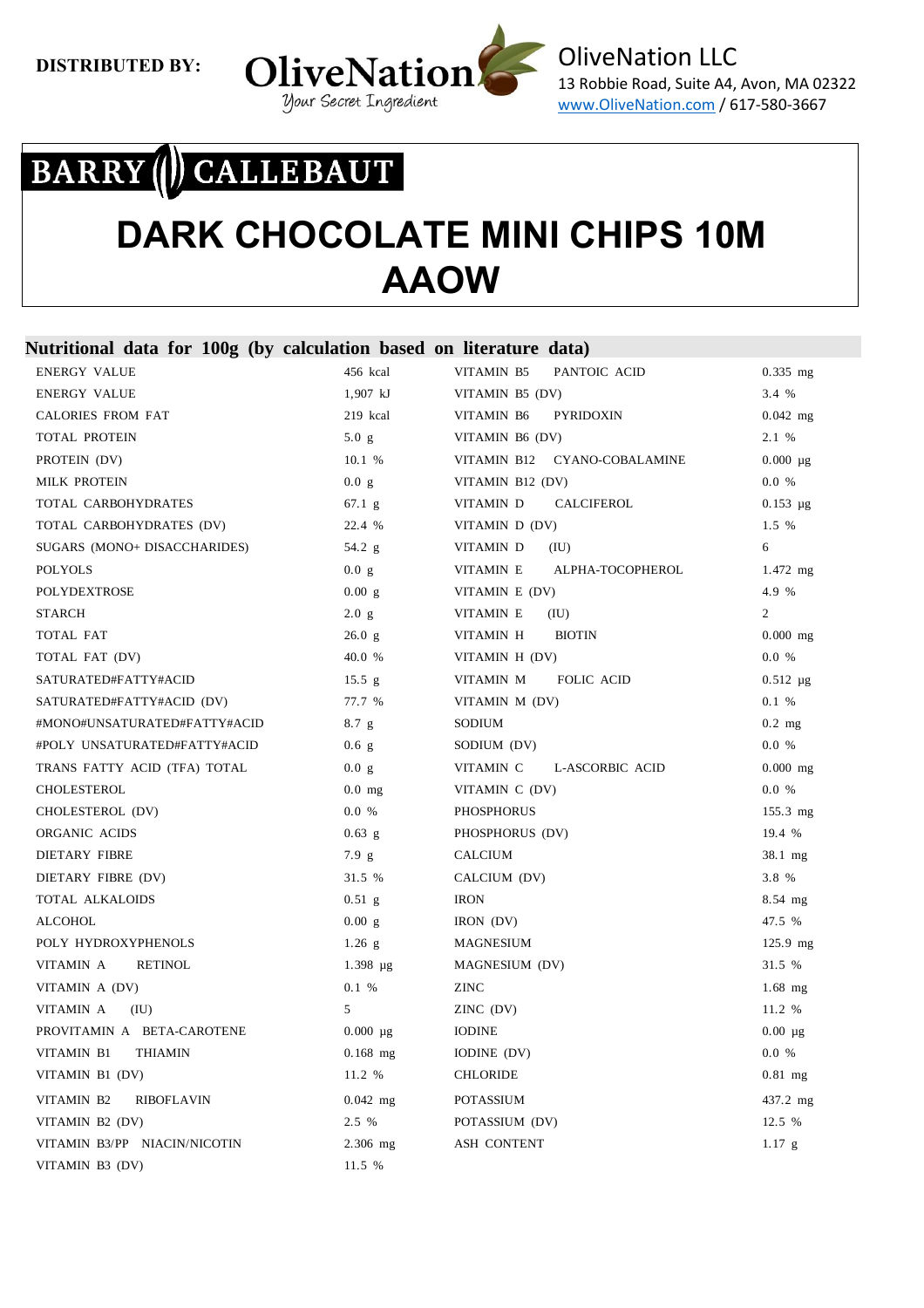**DISTRIBUTED BY:**

OliveNation
Your Secret Ingredient

OliveNation LLC
13 Robbie Road, Suite A4, Avon, MA 02322
www.OliveNation.com / 617-580-3667

BARRY CALLEBAUT

# DARK CHOCOLATE MINI CHIPS 10M AAOW

## Nutritional data for 100g (by calculation based on literature data)

| | | | |
|---|---|---|---|
| ENERGY VALUE | 456 kcal | VITAMIN B5 PANTOIC ACID | 0.335 mg |
| ENERGY VALUE | 1,907 kJ | VITAMIN B5 (DV) | 3.4 % |
| CALORIES FROM FAT | 219 kcal | VITAMIN B6 PYRIDOXIN | 0.042 mg |
| TOTAL PROTEIN | 5.0 g | VITAMIN B6 (DV) | 2.1 % |
| PROTEIN (DV) | 10.1 % | VITAMIN B12 CYANO-COBALAMINE | 0.000 µg |
| MILK PROTEIN | 0.0 g | VITAMIN B12 (DV) | 0.0 % |
| TOTAL CARBOHYDRATES | 67.1 g | VITAMIN D CALCIFEROL | 0.153 µg |
| TOTAL CARBOHYDRATES (DV) | 22.4 % | VITAMIN D (DV) | 1.5 % |
| SUGARS (MONO+ DISACCHARIDES) | 54.2 g | VITAMIN D (IU) | 6 |
| POLYOLS | 0.0 g | VITAMIN E ALPHA-TOCOPHEROL | 1.472 mg |
| POLYDEXTROSE | 0.00 g | VITAMIN E (DV) | 4.9 % |
| STARCH | 2.0 g | VITAMIN E (IU) | 2 |
| TOTAL FAT | 26.0 g | VITAMIN H BIOTIN | 0.000 mg |
| TOTAL FAT (DV) | 40.0 % | VITAMIN H (DV) | 0.0 % |
| SATURATED#FATTY#ACID | 15.5 g | VITAMIN M FOLIC ACID | 0.512 µg |
| SATURATED#FATTY#ACID (DV) | 77.7 % | VITAMIN M (DV) | 0.1 % |
| #MONO#UNSATURATED#FATTY#ACID | 8.7 g | SODIUM | 0.2 mg |
| #POLY UNSATURATED#FATTY#ACID | 0.6 g | SODIUM (DV) | 0.0 % |
| TRANS FATTY ACID (TFA) TOTAL | 0.0 g | VITAMIN C L-ASCORBIC ACID | 0.000 mg |
| CHOLESTEROL | 0.0 mg | VITAMIN C (DV) | 0.0 % |
| CHOLESTEROL (DV) | 0.0 % | PHOSPHORUS | 155.3 mg |
| ORGANIC ACIDS | 0.63 g | PHOSPHORUS (DV) | 19.4 % |
| DIETARY FIBRE | 7.9 g | CALCIUM | 38.1 mg |
| DIETARY FIBRE (DV) | 31.5 % | CALCIUM (DV) | 3.8 % |
| TOTAL ALKALOIDS | 0.51 g | IRON | 8.54 mg |
| ALCOHOL | 0.00 g | IRON (DV) | 47.5 % |
| POLY HYDROXYPHENOLS | 1.26 g | MAGNESIUM | 125.9 mg |
| VITAMIN A RETINOL | 1.398 µg | MAGNESIUM (DV) | 31.5 % |
| VITAMIN A (DV) | 0.1 % | ZINC | 1.68 mg |
| VITAMIN A (IU) | 5 | ZINC (DV) | 11.2 % |
| PROVITAMIN A BETA-CAROTENE | 0.000 µg | IODINE | 0.00 µg |
| VITAMIN B1 THIAMIN | 0.168 mg | IODINE (DV) | 0.0 % |
| VITAMIN B1 (DV) | 11.2 % | CHLORIDE | 0.81 mg |
| VITAMIN B2 RIBOFLAVIN | 0.042 mg | POTASSIUM | 437.2 mg |
| VITAMIN B2 (DV) | 2.5 % | POTASSIUM (DV) | 12.5 % |
| VITAMIN B3/PP NIACIN/NICOTIN | 2.306 mg | ASH CONTENT | 1.17 g |
| VITAMIN B3 (DV) | 11.5 % | | |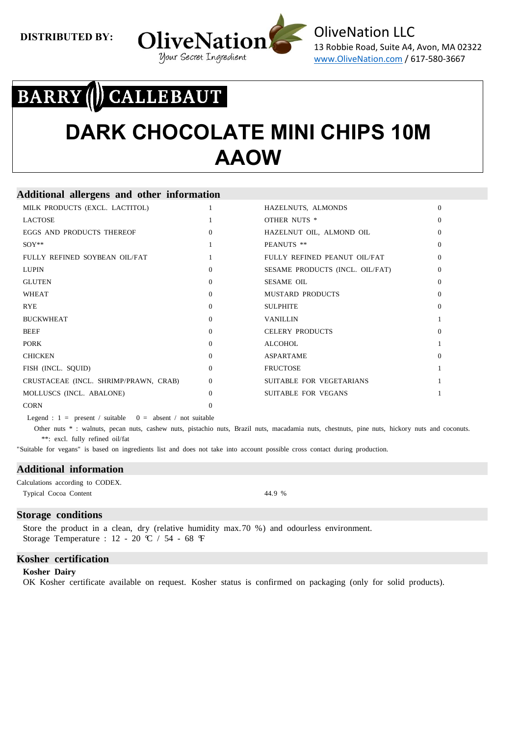**DISTRIBUTED BY:**

OliveNation
Your Secret Ingredient

OliveNation LLC
13 Robbie Road, Suite A4, Avon, MA 02322
www.OliveNation.com / 617-580-3667

BARRY CALLEBAUT

# DARK CHOCOLATE MINI CHIPS 10M AAOW

## Additional allergens and other information

| | | | |
|---|---|---|---|
| MILK PRODUCTS (EXCL. LACTITOL) | 1 | HAZELNUTS, ALMONDS | 0 |
| LACTOSE | 1 | OTHER NUTS * | 0 |
| EGGS AND PRODUCTS THEREOF | 0 | HAZELNUT OIL, ALMOND OIL | 0 |
| SOY** | 1 | PEANUTS ** | 0 |
| FULLY REFINED SOYBEAN OIL/FAT | 1 | FULLY REFINED PEANUT OIL/FAT | 0 |
| LUPIN | 0 | SESAME PRODUCTS (INCL. OIL/FAT) | 0 |
| GLUTEN | 0 | SESAME OIL | 0 |
| WHEAT | 0 | MUSTARD PRODUCTS | 0 |
| RYE | 0 | SULPHITE | 0 |
| BUCKWHEAT | 0 | VANILLIN | 1 |
| BEEF | 0 | CELERY PRODUCTS | 0 |
| PORK | 0 | ALCOHOL | 1 |
| CHICKEN | 0 | ASPARTAME | 0 |
| FISH (INCL. SQUID) | 0 | FRUCTOSE | 1 |
| CRUSTACEAE (INCL. SHRIMP/PRAWN, CRAB) | 0 | SUITABLE FOR VEGETARIANS | 1 |
| MOLLUSCS (INCL. ABALONE) | 0 | SUITABLE FOR VEGANS | 1 |
| CORN | 0 | | |

Legend : 1 = present / suitable  0 = absent / not suitable

Other nuts * : walnuts, pecan nuts, cashew nuts, pistachio nuts, Brazil nuts, macadamia nuts, chestnuts, pine nuts, hickory nuts and coconuts.

**: excl. fully refined oil/fat

"Suitable for vegans" is based on ingredients list and does not take into account possible cross contact during production.

## Additional information

Calculations according to CODEX.

| | |
|---|---|
| Typical Cocoa Content | 44.9 % |

## Storage conditions

Store the product in a clean, dry (relative humidity max.70 %) and odourless environment.

Storage Temperature : 12 - 20 ℃ / 54 - 68 ℉

## Kosher certification

**Kosher Dairy**

OK Kosher certificate available on request. Kosher status is confirmed on packaging (only for solid products).